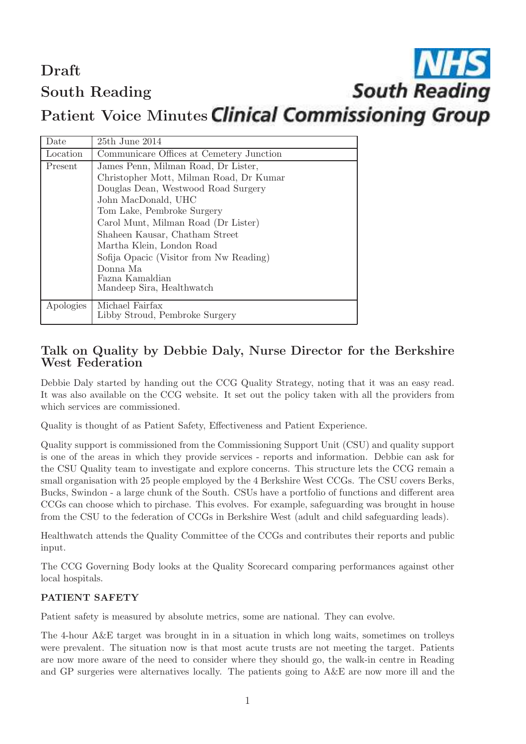# Draft

# South Reading

# Patient Voice Minutes

| Date | 25th June 2014 |
|---|---|
| Location | Communicare Offices at Cemetery Junction |
| Present | James Penn, Milman Road, Dr Lister,<br>Christopher Mott, Milman Road, Dr Kumar<br>Douglas Dean, Westwood Road Surgery<br>John MacDonald, UHC<br>Tom Lake, Pembroke Surgery<br>Carol Munt, Milman Road (Dr Lister)<br>Shaheen Kausar, Chatham Street<br>Martha Klein, London Road<br>Sofija Opacic (Visitor from Nw Reading)<br>Donna Ma<br>Fazna Kamaldian<br>Mandeep Sira, Healthwatch |
| Apologies | Michael Fairfax<br>Libby Stroud, Pembroke Surgery |

## Talk on Quality by Debbie Daly, Nurse Director for the Berkshire West Federation

Debbie Daly started by handing out the CCG Quality Strategy, noting that it was an easy read. It was also available on the CCG website. It set out the policy taken with all the providers from which services are commissioned.

Quality is thought of as Patient Safety, Effectiveness and Patient Experience.

Quality support is commissioned from the Commissioning Support Unit (CSU) and quality support is one of the areas in which they provide services - reports and information. Debbie can ask for the CSU Quality team to investigate and explore concerns. This structure lets the CCG remain a small organisation with 25 people employed by the 4 Berkshire West CCGs. The CSU covers Berks, Bucks, Swindon - a large chunk of the South. CSUs have a portfolio of functions and different area CCGs can choose which to pirchase. This evolves. For example, safeguarding was brought in house from the CSU to the federation of CCGs in Berkshire West (adult and child safeguarding leads).

Healthwatch attends the Quality Committee of the CCGs and contributes their reports and public input.

The CCG Governing Body looks at the Quality Scorecard comparing performances against other local hospitals.

**PATIENT SAFETY**

Patient safety is measured by absolute metrics, some are national. They can evolve.

The 4-hour A&E target was brought in in a situation in which long waits, sometimes on trolleys were prevalent. The situation now is that most acute trusts are not meeting the target. Patients are now more aware of the need to consider where they should go, the walk-in centre in Reading and GP surgeries were alternatives locally. The patients going to A&E are now more ill and the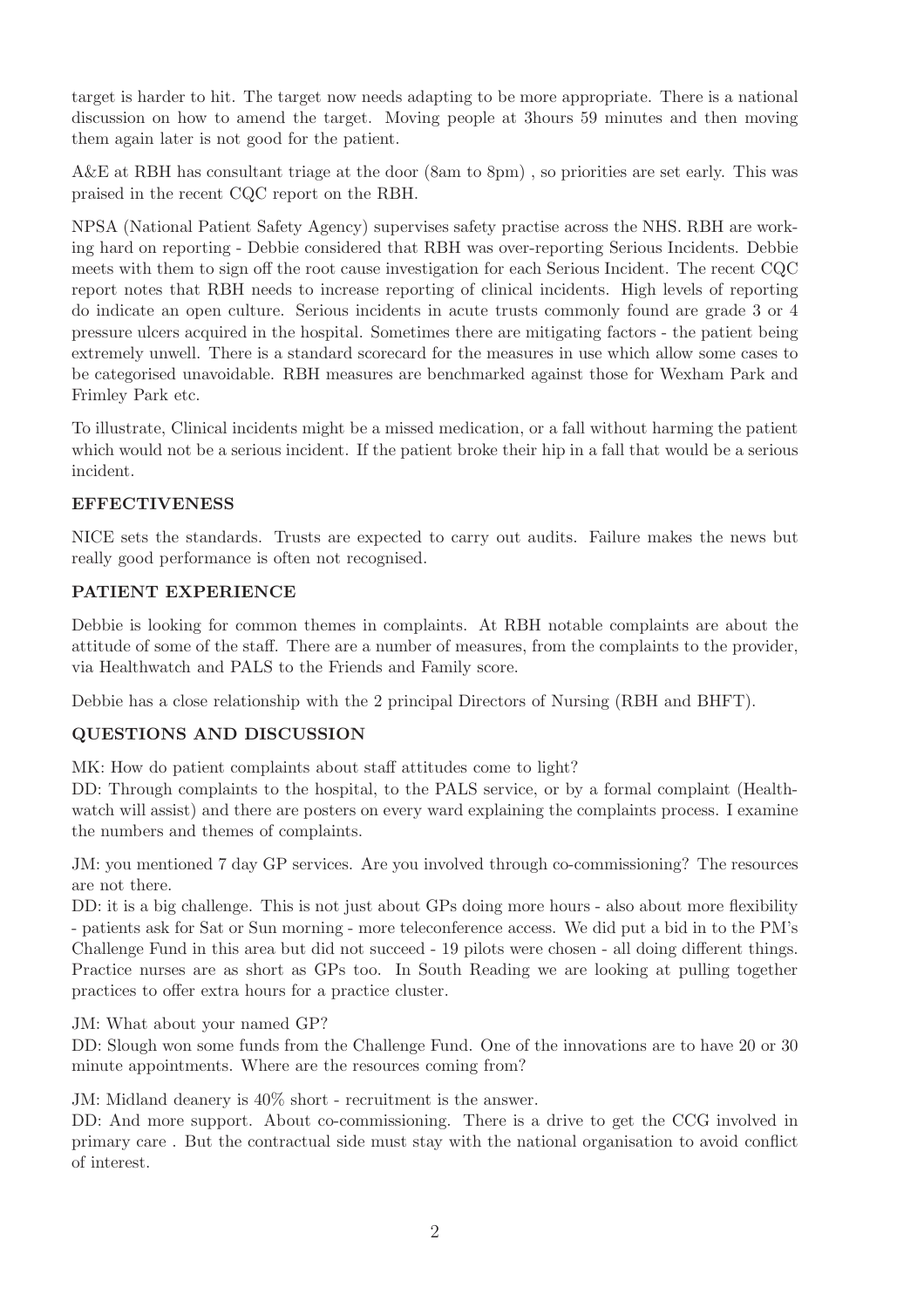target is harder to hit. The target now needs adapting to be more appropriate. There is a national discussion on how to amend the target. Moving people at 3hours 59 minutes and then moving them again later is not good for the patient.

A&E at RBH has consultant triage at the door (8am to 8pm) , so priorities are set early. This was praised in the recent CQC report on the RBH.

NPSA (National Patient Safety Agency) supervises safety practise across the NHS. RBH are working hard on reporting - Debbie considered that RBH was over-reporting Serious Incidents. Debbie meets with them to sign off the root cause investigation for each Serious Incident. The recent CQC report notes that RBH needs to increase reporting of clinical incidents. High levels of reporting do indicate an open culture. Serious incidents in acute trusts commonly found are grade 3 or 4 pressure ulcers acquired in the hospital. Sometimes there are mitigating factors - the patient being extremely unwell. There is a standard scorecard for the measures in use which allow some cases to be categorised unavoidable. RBH measures are benchmarked against those for Wexham Park and Frimley Park etc.

To illustrate, Clinical incidents might be a missed medication, or a fall without harming the patient which would not be a serious incident. If the patient broke their hip in a fall that would be a serious incident.

### EFFECTIVENESS

NICE sets the standards. Trusts are expected to carry out audits. Failure makes the news but really good performance is often not recognised.

### PATIENT EXPERIENCE

Debbie is looking for common themes in complaints. At RBH notable complaints are about the attitude of some of the staff. There are a number of measures, from the complaints to the provider, via Healthwatch and PALS to the Friends and Family score.

Debbie has a close relationship with the 2 principal Directors of Nursing (RBH and BHFT).

### QUESTIONS AND DISCUSSION

MK: How do patient complaints about staff attitudes come to light?
DD: Through complaints to the hospital, to the PALS service, or by a formal complaint (Healthwatch will assist) and there are posters on every ward explaining the complaints process. I examine the numbers and themes of complaints.

JM: you mentioned 7 day GP services. Are you involved through co-commissioning? The resources are not there.
DD: it is a big challenge. This is not just about GPs doing more hours - also about more flexibility - patients ask for Sat or Sun morning - more teleconference access. We did put a bid in to the PM's Challenge Fund in this area but did not succeed - 19 pilots were chosen - all doing different things. Practice nurses are as short as GPs too. In South Reading we are looking at pulling together practices to offer extra hours for a practice cluster.

JM: What about your named GP?
DD: Slough won some funds from the Challenge Fund. One of the innovations are to have 20 or 30 minute appointments. Where are the resources coming from?

JM: Midland deanery is 40% short - recruitment is the answer.
DD: And more support. About co-commissioning. There is a drive to get the CCG involved in primary care . But the contractual side must stay with the national organisation to avoid conflict of interest.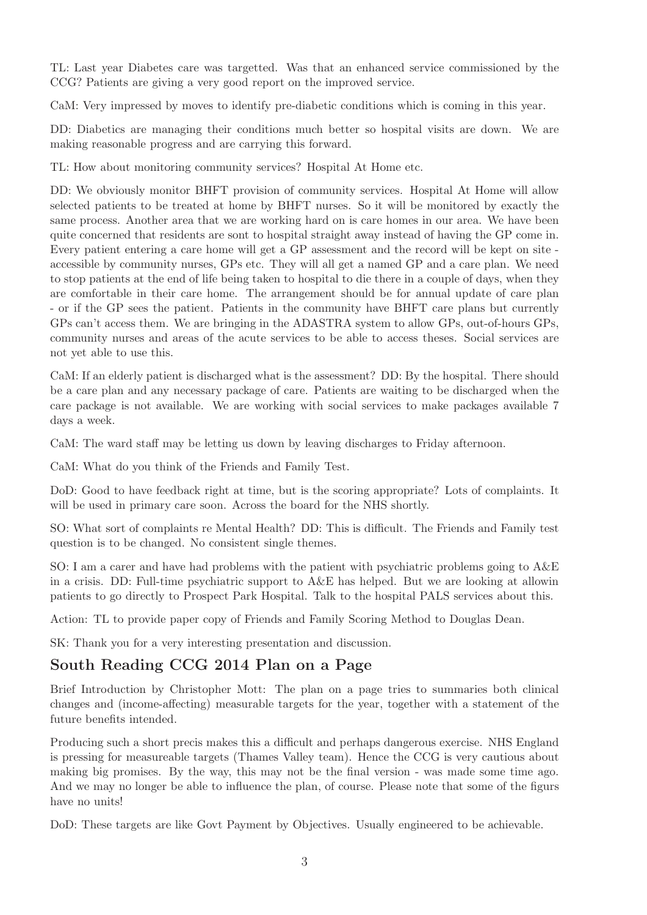TL: Last year Diabetes care was targetted. Was that an enhanced service commissioned by the CCG? Patients are giving a very good report on the improved service.

CaM: Very impressed by moves to identify pre-diabetic conditions which is coming in this year.

DD: Diabetics are managing their conditions much better so hospital visits are down. We are making reasonable progress and are carrying this forward.

TL: How about monitoring community services? Hospital At Home etc.

DD: We obviously monitor BHFT provision of community services. Hospital At Home will allow selected patients to be treated at home by BHFT nurses. So it will be monitored by exactly the same process. Another area that we are working hard on is care homes in our area. We have been quite concerned that residents are sont to hospital straight away instead of having the GP come in. Every patient entering a care home will get a GP assessment and the record will be kept on site - accessible by community nurses, GPs etc. They will all get a named GP and a care plan. We need to stop patients at the end of life being taken to hospital to die there in a couple of days, when they are comfortable in their care home. The arrangement should be for annual update of care plan - or if the GP sees the patient. Patients in the community have BHFT care plans but currently GPs can't access them. We are bringing in the ADASTRA system to allow GPs, out-of-hours GPs, community nurses and areas of the acute services to be able to access theses. Social services are not yet able to use this.

CaM: If an elderly patient is discharged what is the assessment? DD: By the hospital. There should be a care plan and any necessary package of care. Patients are waiting to be discharged when the care package is not available. We are working with social services to make packages available 7 days a week.

CaM: The ward staff may be letting us down by leaving discharges to Friday afternoon.

CaM: What do you think of the Friends and Family Test.

DoD: Good to have feedback right at time, but is the scoring appropriate? Lots of complaints. It will be used in primary care soon. Across the board for the NHS shortly.

SO: What sort of complaints re Mental Health? DD: This is difficult. The Friends and Family test question is to be changed. No consistent single themes.

SO: I am a carer and have had problems with the patient with psychiatric problems going to A&E in a crisis. DD: Full-time psychiatric support to A&E has helped. But we are looking at allowin patients to go directly to Prospect Park Hospital. Talk to the hospital PALS services about this.

Action: TL to provide paper copy of Friends and Family Scoring Method to Douglas Dean.

SK: Thank you for a very interesting presentation and discussion.

## South Reading CCG 2014 Plan on a Page

Brief Introduction by Christopher Mott: The plan on a page tries to summaries both clinical changes and (income-affecting) measurable targets for the year, together with a statement of the future benefits intended.

Producing such a short precis makes this a difficult and perhaps dangerous exercise. NHS England is pressing for measureable targets (Thames Valley team). Hence the CCG is very cautious about making big promises. By the way, this may not be the final version - was made some time ago. And we may no longer be able to influence the plan, of course. Please note that some of the figurs have no units!

DoD: These targets are like Govt Payment by Objectives. Usually engineered to be achievable.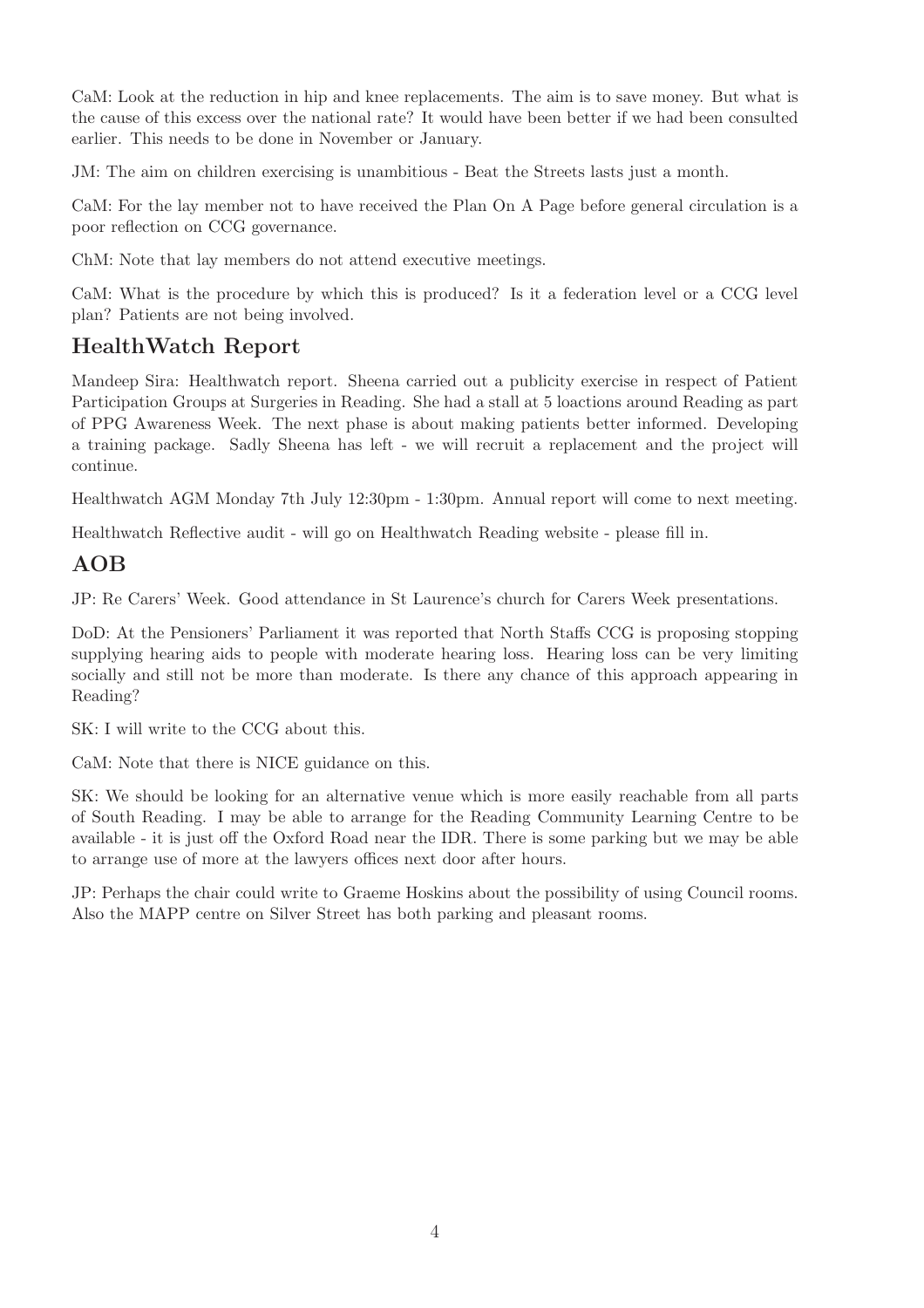CaM: Look at the reduction in hip and knee replacements. The aim is to save money. But what is the cause of this excess over the national rate? It would have been better if we had been consulted earlier. This needs to be done in November or January.

JM: The aim on children exercising is unambitious - Beat the Streets lasts just a month.

CaM: For the lay member not to have received the Plan On A Page before general circulation is a poor reflection on CCG governance.

ChM: Note that lay members do not attend executive meetings.

CaM: What is the procedure by which this is produced? Is it a federation level or a CCG level plan? Patients are not being involved.

## HealthWatch Report

Mandeep Sira: Healthwatch report. Sheena carried out a publicity exercise in respect of Patient Participation Groups at Surgeries in Reading. She had a stall at 5 loactions around Reading as part of PPG Awareness Week. The next phase is about making patients better informed. Developing a training package. Sadly Sheena has left - we will recruit a replacement and the project will continue.

Healthwatch AGM Monday 7th July 12:30pm - 1:30pm. Annual report will come to next meeting.

Healthwatch Reflective audit - will go on Healthwatch Reading website - please fill in.

## AOB

JP: Re Carers' Week. Good attendance in St Laurence's church for Carers Week presentations.

DoD: At the Pensioners' Parliament it was reported that North Staffs CCG is proposing stopping supplying hearing aids to people with moderate hearing loss. Hearing loss can be very limiting socially and still not be more than moderate. Is there any chance of this approach appearing in Reading?

SK: I will write to the CCG about this.

CaM: Note that there is NICE guidance on this.

SK: We should be looking for an alternative venue which is more easily reachable from all parts of South Reading. I may be able to arrange for the Reading Community Learning Centre to be available - it is just off the Oxford Road near the IDR. There is some parking but we may be able to arrange use of more at the lawyers offices next door after hours.

JP: Perhaps the chair could write to Graeme Hoskins about the possibility of using Council rooms. Also the MAPP centre on Silver Street has both parking and pleasant rooms.